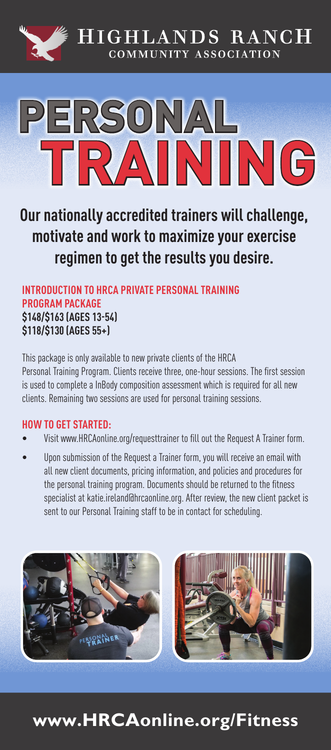HIGHLANDS RANCH COMMUNITY ASSOCIATION

# PERSONAL TRAINING

## Our nationally accredited trainers will challenge, motivate and work to maximize your exercise regimen to get the results you desire.

### INTRODUCTION TO HRCA PRIVATE PERSONAL TRAINING PROGRAM PACKAGE

**$148/$163 (AGES 13-54)**
**$118/$130 (AGES 55+)**

This package is only available to new private clients of the HRCA Personal Training Program. Clients receive three, one-hour sessions. The first session is used to complete a InBody composition assessment which is required for all new clients. Remaining two sessions are used for personal training sessions.

### HOW TO GET STARTED:

- Visit www.HRCAonline.org/requesttrainer to fill out the Request A Trainer form.
- Upon submission of the Request a Trainer form, you will receive an email with all new client documents, pricing information, and policies and procedures for the personal training program. Documents should be returned to the fitness specialist at katie.ireland@hrcaonline.org. After review, the new client packet is sent to our Personal Training staff to be in contact for scheduling.

**www.HRCAonline.org/Fitness**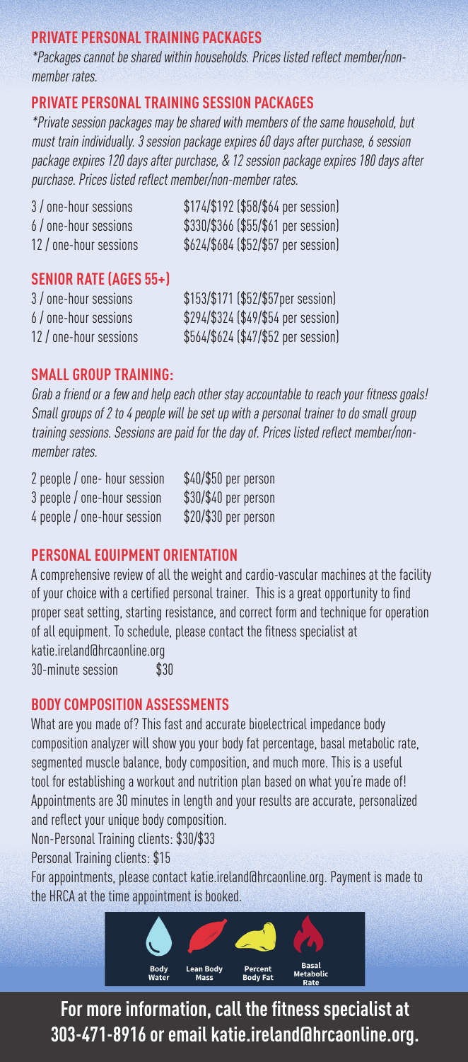## PRIVATE PERSONAL TRAINING PACKAGES

*\*Packages cannot be shared within households. Prices listed reflect member/non-member rates.*

## PRIVATE PERSONAL TRAINING SESSION PACKAGES

*\*Private session packages may be shared with members of the same household, but must train individually. 3 session package expires 60 days after purchase, 6 session package expires 120 days after purchase, & 12 session package expires 180 days after purchase. Prices listed reflect member/non-member rates.*

| | |
|---|---|
| 3 / one-hour sessions | $174/$192 ($58/$64 per session) |
| 6 / one-hour sessions | $330/$366 ($55/$61 per session) |
| 12 / one-hour sessions | $624/$684 ($52/$57 per session) |

## SENIOR RATE (AGES 55+)

| | |
|---|---|
| 3 / one-hour sessions | $153/$171 ($52/$57per session) |
| 6 / one-hour sessions | $294/$324 ($49/$54 per session) |
| 12 / one-hour sessions | $564/$624 ($47/$52 per session) |

## SMALL GROUP TRAINING:

*Grab a friend or a few and help each other stay accountable to reach your fitness goals! Small groups of 2 to 4 people will be set up with a personal trainer to do small group training sessions. Sessions are paid for the day of. Prices listed reflect member/non-member rates.*

| | |
|---|---|
| 2 people / one- hour session | $40/$50 per person |
| 3 people / one-hour session | $30/$40 per person |
| 4 people / one-hour session | $20/$30 per person |

## PERSONAL EQUIPMENT ORIENTATION

A comprehensive review of all the weight and cardio-vascular machines at the facility of your choice with a certified personal trainer. This is a great opportunity to find proper seat setting, starting resistance, and correct form and technique for operation of all equipment. To schedule, please contact the fitness specialist at katie.ireland@hrcaonline.org

30-minute session $30

## BODY COMPOSITION ASSESSMENTS

What are you made of? This fast and accurate bioelectrical impedance body composition analyzer will show you your body fat percentage, basal metabolic rate, segmented muscle balance, body composition, and much more. This is a useful tool for establishing a workout and nutrition plan based on what you're made of! Appointments are 30 minutes in length and your results are accurate, personalized and reflect your unique body composition.

Non-Personal Training clients: $30/$33

Personal Training clients: $15

For appointments, please contact katie.ireland@hrcaonline.org. Payment is made to the HRCA at the time appointment is booked.

Body Water
Lean Body Mass
Percent Body Fat
Basal Metabolic Rate

**For more information, call the fitness specialist at 303-471-8916 or email katie.ireland@hrcaonline.org.**